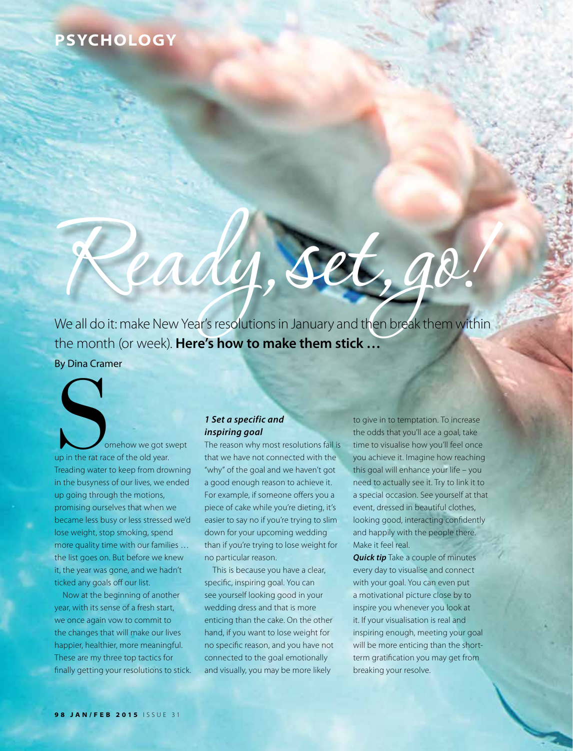# Ready, set, go!

We all do it: make New Year's resolutions in January and then break them within the month (or week). **Here's how to make them stick …**

By Dina Cramer

Somehow we got swept up in the rat race of the old year. Treading water to keep from drowning in the busyness of our lives, we ended up going through the motions, promising ourselves that when we became less busy or less stressed we'd lose weight, stop smoking, spend more quality time with our families … the list goes on. But before we knew it, the year was gone, and we hadn't ticked any goals off our list.

Now at the beginning of another year, with its sense of a fresh start, we once again vow to commit to the changes that will make our lives happier, healthier, more meaningful. These are my three top tactics for finally getting your resolutions to stick.

### *1 Set a specific and inspiring goal*

The reason why most resolutions fail is that we have not connected with the "why" of the goal and we haven't got a good enough reason to achieve it. For example, if someone offers you a piece of cake while you're dieting, it's easier to say no if you're trying to slim down for your upcoming wedding than if you're trying to lose weight for no particular reason.

This is because you have a clear, specific, inspiring goal. You can see yourself looking good in your wedding dress and that is more enticing than the cake. On the other hand, if you want to lose weight for no specific reason, and you have not connected to the goal emotionally and visually, you may be more likely to give in to temptation. To increase the odds that you'll ace a goal, take time to visualise how you'll feel once you achieve it. Imagine how reaching this goal will enhance your life – you need to actually see it. Try to link it to a special occasion. See yourself at that event, dressed in beautiful clothes, looking good, interacting confidently and happily with the people there. Make it feel real.

***Quick tip*** Take a couple of minutes every day to visualise and connect with your goal. You can even put a motivational picture close by to inspire you whenever you look at it. If your visualisation is real and inspiring enough, meeting your goal will be more enticing than the short-term gratification you may get from breaking your resolve.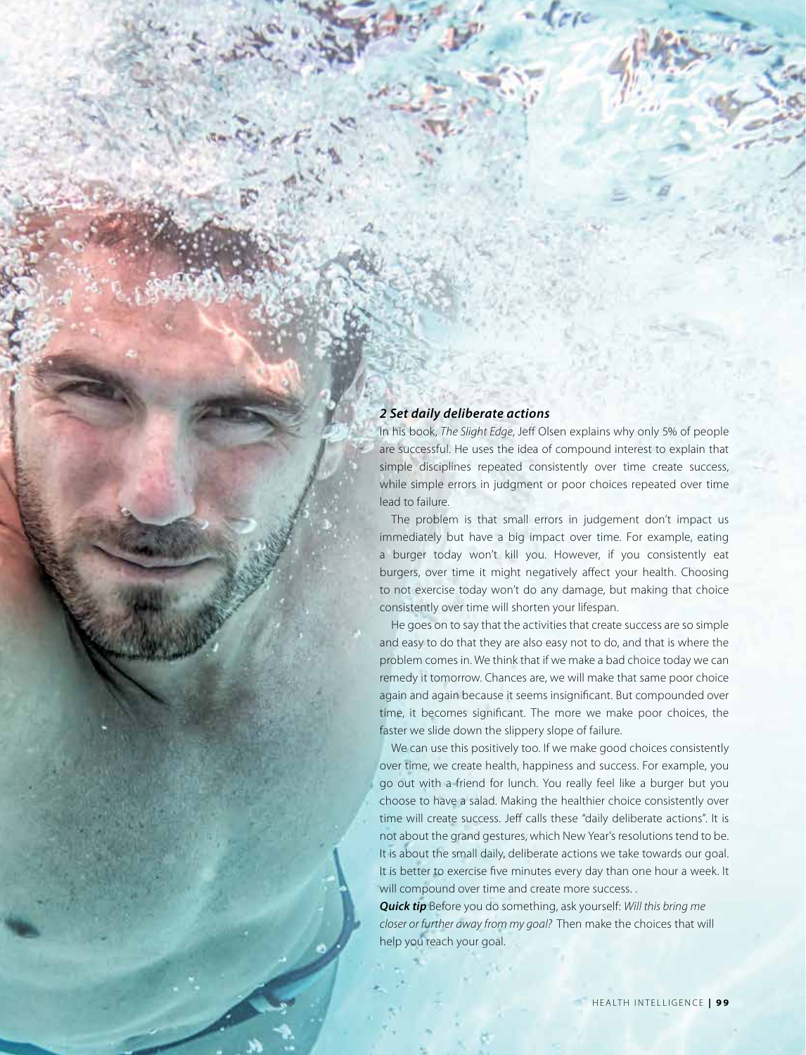### *2 Set daily deliberate actions*

In his book, *The Slight Edge*, Jeff Olsen explains why only 5% of people are successful. He uses the idea of compound interest to explain that simple disciplines repeated consistently over time create success, while simple errors in judgment or poor choices repeated over time lead to failure.

The problem is that small errors in judgement don't impact us immediately but have a big impact over time. For example, eating a burger today won't kill you. However, if you consistently eat burgers, over time it might negatively affect your health. Choosing to not exercise today won't do any damage, but making that choice consistently over time will shorten your lifespan.

He goes on to say that the activities that create success are so simple and easy to do that they are also easy not to do, and that is where the problem comes in. We think that if we make a bad choice today we can remedy it tomorrow. Chances are, we will make that same poor choice again and again because it seems insignificant. But compounded over time, it becomes significant. The more we make poor choices, the faster we slide down the slippery slope of failure.

We can use this positively too. If we make good choices consistently over time, we create health, happiness and success. For example, you go out with a friend for lunch. You really feel like a burger but you choose to have a salad. Making the healthier choice consistently over time will create success. Jeff calls these "daily deliberate actions". It is not about the grand gestures, which New Year's resolutions tend to be. It is about the small daily, deliberate actions we take towards our goal. It is better to exercise five minutes every day than one hour a week. It will compound over time and create more success. .

***Quick tip*** Before you do something, ask yourself: *Will this bring me closer or further away from my goal?* Then make the choices that will help you reach your goal.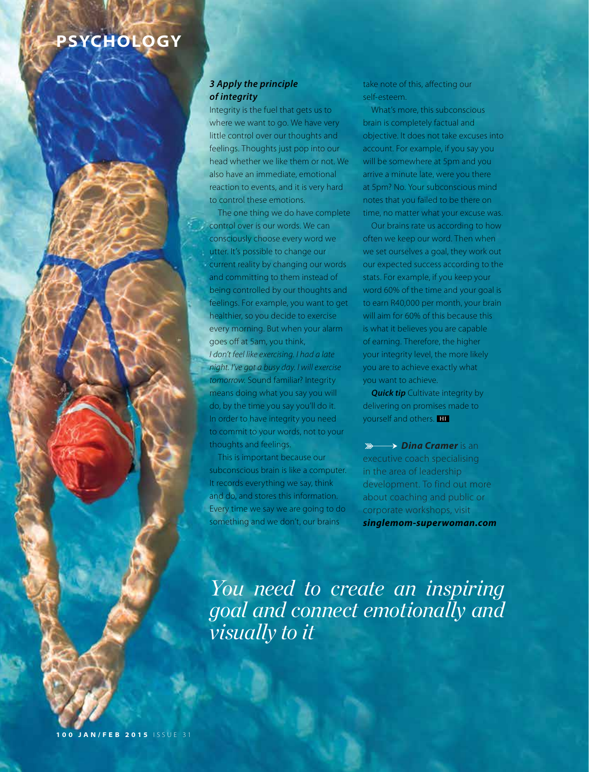### 3 Apply the principle of integrity

Integrity is the fuel that gets us to where we want to go. We have very little control over our thoughts and feelings. Thoughts just pop into our head whether we like them or not. We also have an immediate, emotional reaction to events, and it is very hard to control these emotions.

The one thing we do have complete control over is our words. We can consciously choose every word we utter. It's possible to change our current reality by changing our words and committing to them instead of being controlled by our thoughts and feelings. For example, you want to get healthier, so you decide to exercise every morning. But when your alarm goes off at 5am, you think, *I don't feel like exercising. I had a late night. I've got a busy day. I will exercise tomorrow.* Sound familiar? Integrity means doing what you say you will do, by the time you say you'll do it. In order to have integrity you need to commit to your words, not to your thoughts and feelings.

This is important because our subconscious brain is like a computer. It records everything we say, think and do, and stores this information. Every time we say we are going to do something and we don't, our brains take note of this, affecting our self-esteem.

What's more, this subconscious brain is completely factual and objective. It does not take excuses into account. For example, if you say you will be somewhere at 5pm and you arrive a minute late, were you there at 5pm? No. Your subconscious mind notes that you failed to be there on time, no matter what your excuse was.

Our brains rate us according to how often we keep our word. Then when we set ourselves a goal, they work out our expected success according to the stats. For example, if you keep your word 60% of the time and your goal is to earn R40,000 per month, your brain will aim for 60% of this because this is what it believes you are capable of earning. Therefore, the higher your integrity level, the more likely you are to achieve exactly what you want to achieve.

***Quick tip*** Cultivate integrity by delivering on promises made to yourself and others.

***Dina Cramer*** is an executive coach specialising in the area of leadership development. To find out more about coaching and public or corporate workshops, visit ***singlemom-superwoman.com***

*You need to create an inspiring goal and connect emotionally and visually to it*